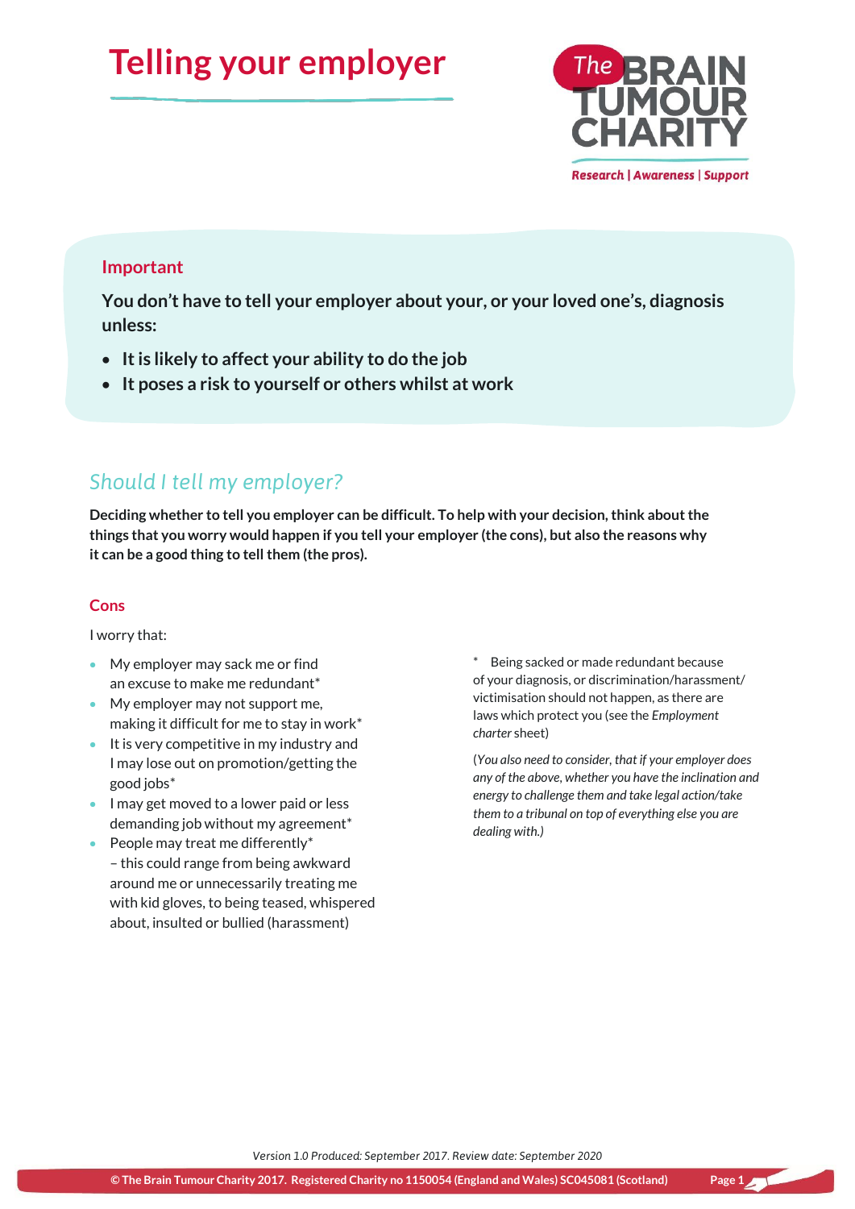# Telling your employer

## Important

**You don't have to tell your employer about your, or your loved one's, diagnosis unless:**

- **It is likely to affect your ability to do the job**
- **It poses a risk to yourself or others whilst at work**

## *Should I tell my employer?*

**Deciding whether to tell you employer can be difficult. To help with your decision, think about the things that you worry would happen if you tell your employer (the cons), but also the reasons why it can be a good thing to tell them (the pros).**

### Cons

I worry that:

- My employer may sack me or find an excuse to make me redundant*
- My employer may not support me, making it difficult for me to stay in work*
- It is very competitive in my industry and I may lose out on promotion/getting the good jobs*
- I may get moved to a lower paid or less demanding job without my agreement*
- People may treat me differently* – this could range from being awkward around me or unnecessarily treating me with kid gloves, to being teased, whispered about, insulted or bullied (harassment)

\* Being sacked or made redundant because of your diagnosis, or discrimination/harassment/victimisation should not happen, as there are laws which protect you (see the *Employment charter* sheet)

(*You also need to consider, that if your employer does any of the above, whether you have the inclination and energy to challenge them and take legal action/take them to a tribunal on top of everything else you are dealing with.*)

*Version 1.0 Produced: September 2017. Review date: September 2020*

**© The Brain Tumour Charity 2017. Registered Charity no 1150054 (England and Wales) SC045081 (Scotland)**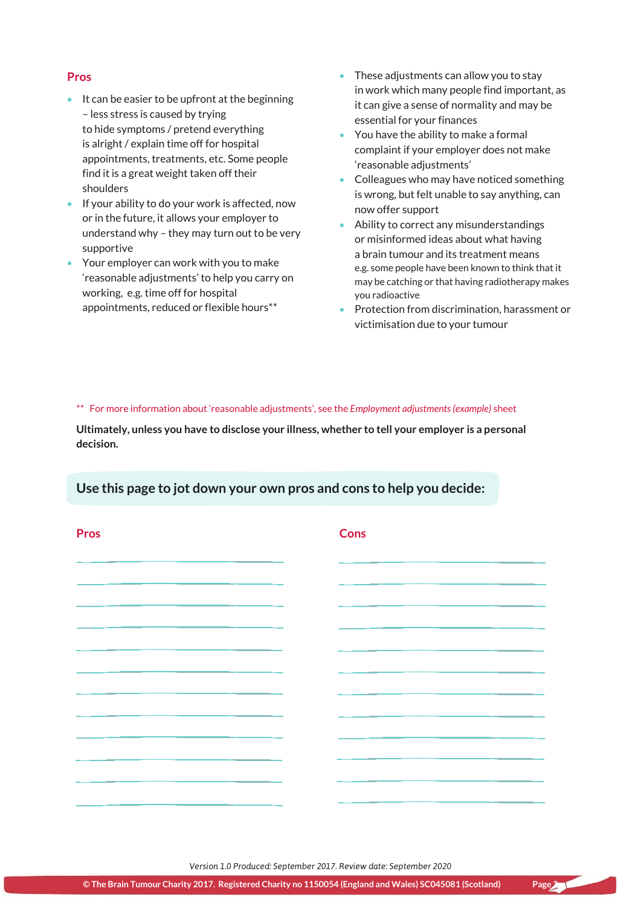## Pros

- It can be easier to be upfront at the beginning – less stress is caused by trying to hide symptoms / pretend everything is alright / explain time off for hospital appointments, treatments, etc. Some people find it is a great weight taken off their shoulders
- If your ability to do your work is affected, now or in the future, it allows your employer to understand why – they may turn out to be very supportive
- Your employer can work with you to make 'reasonable adjustments' to help you carry on working, e.g. time off for hospital appointments, reduced or flexible hours**
- These adjustments can allow you to stay in work which many people find important, as it can give a sense of normality and may be essential for your finances
- You have the ability to make a formal complaint if your employer does not make 'reasonable adjustments'
- Colleagues who may have noticed something is wrong, but felt unable to say anything, can now offer support
- Ability to correct any misunderstandings or misinformed ideas about what having a brain tumour and its treatment means e.g. some people have been known to think that it may be catching or that having radiotherapy makes you radioactive
- Protection from discrimination, harassment or victimisation due to your tumour

** For more information about 'reasonable adjustments', see the *Employment adjustments (example)* sheet

**Ultimately, unless you have to disclose your illness, whether to tell your employer is a personal decision.**

## Use this page to jot down your own pros and cons to help you decide:

| Pros | Cons |
| --- | --- |
| | |
| | |
| | |
| | |
| | |
| | |
| | |
| | |
| | |
| | |
| | |
| | |

Version 1.0 Produced: September 2017. Review date: September 2020

© The Brain Tumour Charity 2017. Registered Charity no 1150054 (England and Wales) SC045081 (Scotland)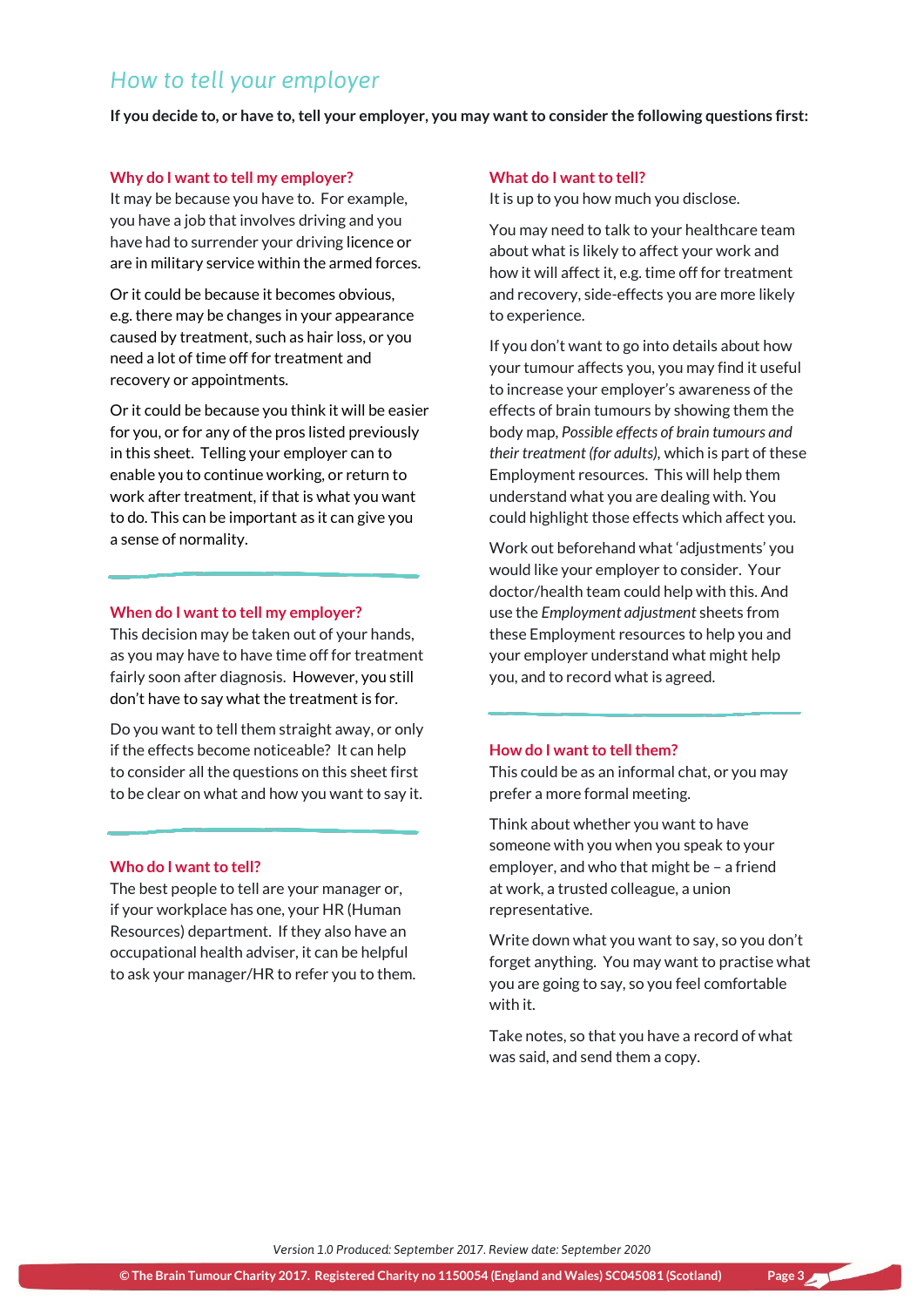## How to tell your employer

**If you decide to, or have to, tell your employer, you may want to consider the following questions first:**

### Why do I want to tell my employer?

It may be because you have to. For example, you have a job that involves driving and you have had to surrender your driving licence or are in military service within the armed forces.

Or it could be because it becomes obvious, e.g. there may be changes in your appearance caused by treatment, such as hair loss, or you need a lot of time off for treatment and recovery or appointments.

Or it could be because you think it will be easier for you, or for any of the pros listed previously in this sheet. Telling your employer can to enable you to continue working, or return to work after treatment, if that is what you want to do. This can be important as it can give you a sense of normality.

### When do I want to tell my employer?

This decision may be taken out of your hands, as you may have to have time off for treatment fairly soon after diagnosis. However, you still don't have to say what the treatment is for.

Do you want to tell them straight away, or only if the effects become noticeable? It can help to consider all the questions on this sheet first to be clear on what and how you want to say it.

### Who do I want to tell?

The best people to tell are your manager or, if your workplace has one, your HR (Human Resources) department. If they also have an occupational health adviser, it can be helpful to ask your manager/HR to refer you to them.

### What do I want to tell?

It is up to you how much you disclose.

You may need to talk to your healthcare team about what is likely to affect your work and how it will affect it, e.g. time off for treatment and recovery, side-effects you are more likely to experience.

If you don't want to go into details about how your tumour affects you, you may find it useful to increase your employer's awareness of the effects of brain tumours by showing them the body map, *Possible effects of brain tumours and their treatment (for adults)*, which is part of these Employment resources. This will help them understand what you are dealing with. You could highlight those effects which affect you.

Work out beforehand what 'adjustments' you would like your employer to consider. Your doctor/health team could help with this. And use the *Employment adjustment* sheets from these Employment resources to help you and your employer understand what might help you, and to record what is agreed.

### How do I want to tell them?

This could be as an informal chat, or you may prefer a more formal meeting.

Think about whether you want to have someone with you when you speak to your employer, and who that might be – a friend at work, a trusted colleague, a union representative.

Write down what you want to say, so you don't forget anything. You may want to practise what you are going to say, so you feel comfortable with it.

Take notes, so that you have a record of what was said, and send them a copy.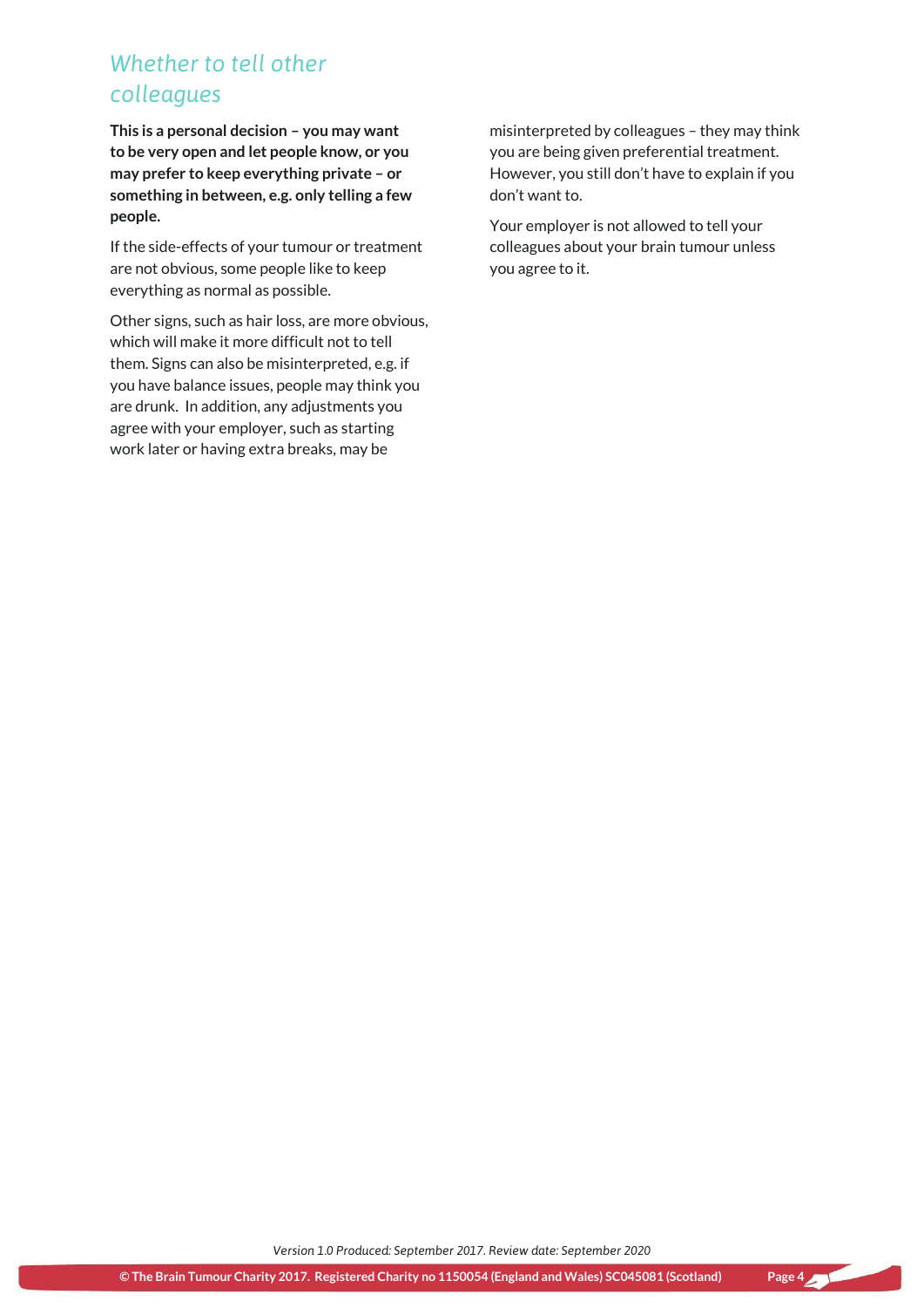## Whether to tell other colleagues

**This is a personal decision – you may want to be very open and let people know, or you may prefer to keep everything private – or something in between, e.g. only telling a few people.**

If the side-effects of your tumour or treatment are not obvious, some people like to keep everything as normal as possible.

Other signs, such as hair loss, are more obvious, which will make it more difficult not to tell them. Signs can also be misinterpreted, e.g. if you have balance issues, people may think you are drunk. In addition, any adjustments you agree with your employer, such as starting work later or having extra breaks, may be misinterpreted by colleagues – they may think you are being given preferential treatment. However, you still don't have to explain if you don't want to.

Your employer is not allowed to tell your colleagues about your brain tumour unless you agree to it.

*Version 1.0 Produced: September 2017. Review date: September 2020*

**© The Brain Tumour Charity 2017. Registered Charity no 1150054 (England and Wales) SC045081 (Scotland)**